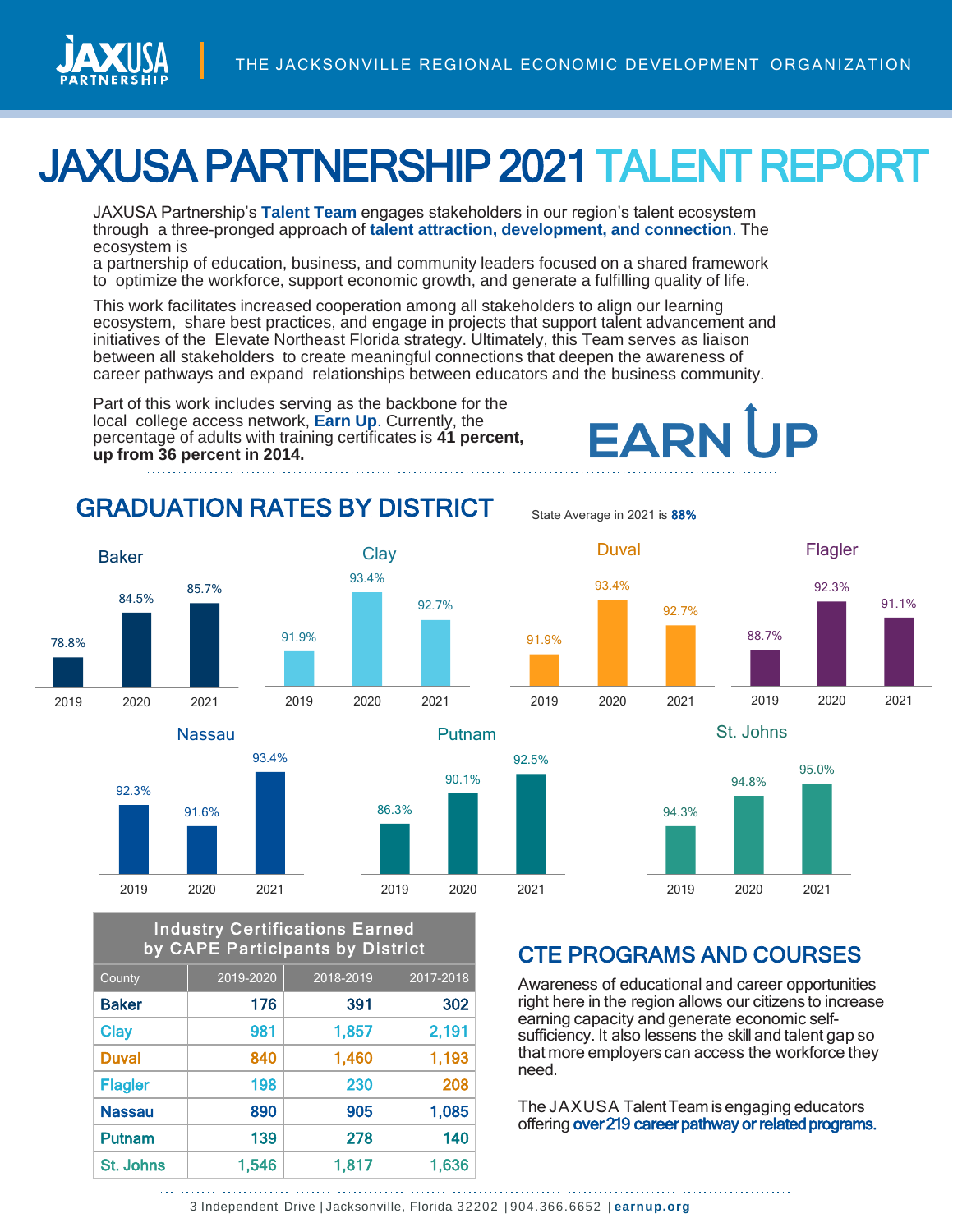THE JACKSONVILLE REGIONAL ECONOMIC DEVELOPMENT ORGANIZATION

# JAXUSA PARTNERSHIP 2021 TALENT REPORT

JAXUSA Partnership's **Talent Team** engages stakeholders in our region's talent ecosystem through a three-pronged approach of **talent attraction, development, and connection**. The ecosystem is a partnership of education, business, and community leaders focused on a shared framework to optimize the workforce, support economic growth, and generate a fulfilling quality of life.

This work facilitates increased cooperation among all stakeholders to align our learning ecosystem, share best practices, and engage in projects that support talent advancement and initiatives of the Elevate Northeast Florida strategy. Ultimately, this Team serves as liaison between all stakeholders to create meaningful connections that deepen the awareness of career pathways and expand relationships between educators and the business community.

Part of this work includes serving as the backbone for the local college access network, **Earn Up**. Currently, the percentage of adults with training certificates is **41 percent, up from 36 percent in 2014.**

EARN UP

## GRADUATION RATES BY DISTRICT

State Average in 2021 is **88%**

| District | 2019 | 2020 | 2021 |
|---|---|---|---|
| Baker | 78.8% | 84.5% | 85.7% |
| Clay | 91.9% | 93.4% | 92.7% |
| Duval | 91.9% | 93.4% | 92.7% |
| Flagler | 88.7% | 92.3% | 91.1% |
| Nassau | 92.3% | 91.6% | 93.4% |
| Putnam | 86.3% | 90.1% | 92.5% |
| St. Johns | 94.3% | 94.8% | 95.0% |

**Industry Certifications Earned by CAPE Participants by District**

| County | 2019-2020 | 2018-2019 | 2017-2018 |
|---|---|---|---|
| Baker | 176 | 391 | 302 |
| Clay | 981 | 1,857 | 2,191 |
| Duval | 840 | 1,460 | 1,193 |
| Flagler | 198 | 230 | 208 |
| Nassau | 890 | 905 | 1,085 |
| Putnam | 139 | 278 | 140 |
| St. Johns | 1,546 | 1,817 | 1,636 |

## CTE PROGRAMS AND COURSES

Awareness of educational and career opportunities right here in the region allows our citizens to increase earning capacity and generate economic self-sufficiency. It also lessens the skill and talent gap so that more employers can access the workforce they need.

The JAXUSA Talent Team is engaging educators offering **over 219 career pathway or related programs.**

3 Independent Drive | Jacksonville, Florida 32202 | 904.366.6652 | **earnup.org**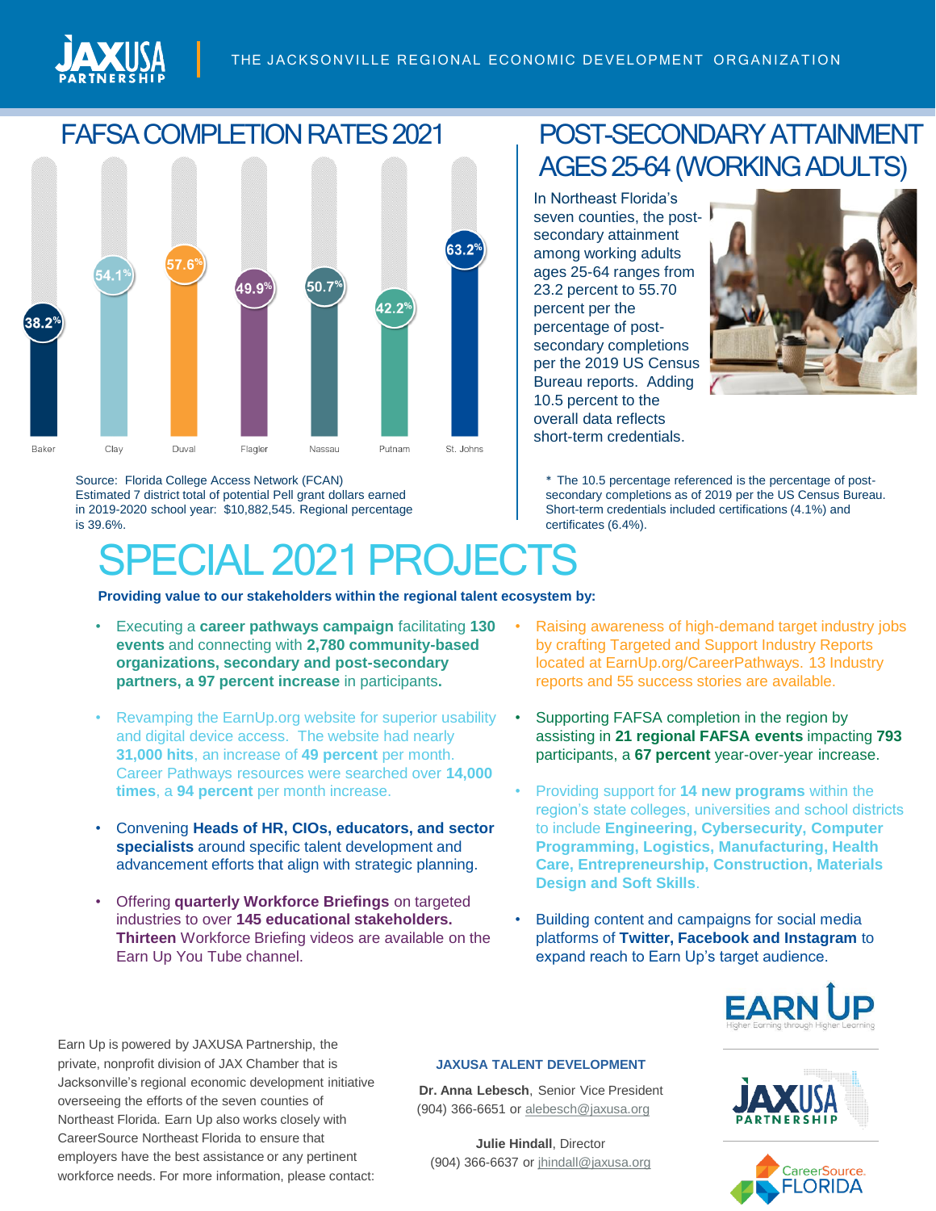THE JACKSONVILLE REGIONAL ECONOMIC DEVELOPMENT ORGANIZATION

## FAFSA COMPLETION RATES 2021

38.2%
54.1%
57.6%
49.9%
50.7%
42.2%
63.2%

Baker
Clay
Duval
Flagler
Nassau
Putnam
St. Johns

Source: Florida College Access Network (FCAN)
Estimated 7 district total of potential Pell grant dollars earned in 2019-2020 school year: $10,882,545. Regional percentage is 39.6%.

## POST-SECONDARY ATTAINMENT AGES 25-64 (WORKING ADULTS)

In Northeast Florida's seven counties, the post-secondary attainment among working adults ages 25-64 ranges from 23.2 percent to 55.70 percent per the percentage of post-secondary completions per the 2019 US Census Bureau reports. Adding 10.5 percent to the overall data reflects short-term credentials.

* The 10.5 percentage referenced is the percentage of post-secondary completions as of 2019 per the US Census Bureau. Short-term credentials included certifications (4.1%) and certificates (6.4%).

# SPECIAL 2021 PROJECTS

**Providing value to our stakeholders within the regional talent ecosystem by:**

- Executing a **career pathways campaign** facilitating **130 events** and connecting with **2,780 community-based organizations, secondary and post-secondary partners, a 97 percent increase** in participants**.**
- Revamping the EarnUp.org website for superior usability and digital device access. The website had nearly **31,000 hits**, an increase of **49 percent** per month. Career Pathways resources were searched over **14,000 times**, a **94 percent** per month increase.
- Convening **Heads of HR, CIOs, educators, and sector specialists** around specific talent development and advancement efforts that align with strategic planning.
- Offering **quarterly Workforce Briefings** on targeted industries to over **145 educational stakeholders. Thirteen** Workforce Briefing videos are available on the Earn Up You Tube channel.
- Raising awareness of high-demand target industry jobs by crafting Targeted and Support Industry Reports located at EarnUp.org/CareerPathways. 13 Industry reports and 55 success stories are available.
- Supporting FAFSA completion in the region by assisting in **21 regional FAFSA events** impacting **793** participants, a **67 percent** year-over-year increase.
- Providing support for **14 new programs** within the region's state colleges, universities and school districts to include **Engineering, Cybersecurity, Computer Programming, Logistics, Manufacturing, Health Care, Entrepreneurship, Construction, Materials Design and Soft Skills**.
- Building content and campaigns for social media platforms of **Twitter, Facebook and Instagram** to expand reach to Earn Up's target audience.

Earn Up is powered by JAXUSA Partnership, the private, nonprofit division of JAX Chamber that is Jacksonville's regional economic development initiative overseeing the efforts of the seven counties of Northeast Florida. Earn Up also works closely with CareerSource Northeast Florida to ensure that employers have the best assistance or any pertinent workforce needs. For more information, please contact:

**JAXUSA TALENT DEVELOPMENT**

**Dr. Anna Lebesch**, Senior Vice President
(904) 366-6651 or alebesch@jaxusa.org

**Julie Hindall**, Director
(904) 366-6637 or jhindall@jaxusa.org

EARN UP
Higher Earning through Higher Learning

JAXUSA PARTNERSHIP

CareerSource FLORIDA